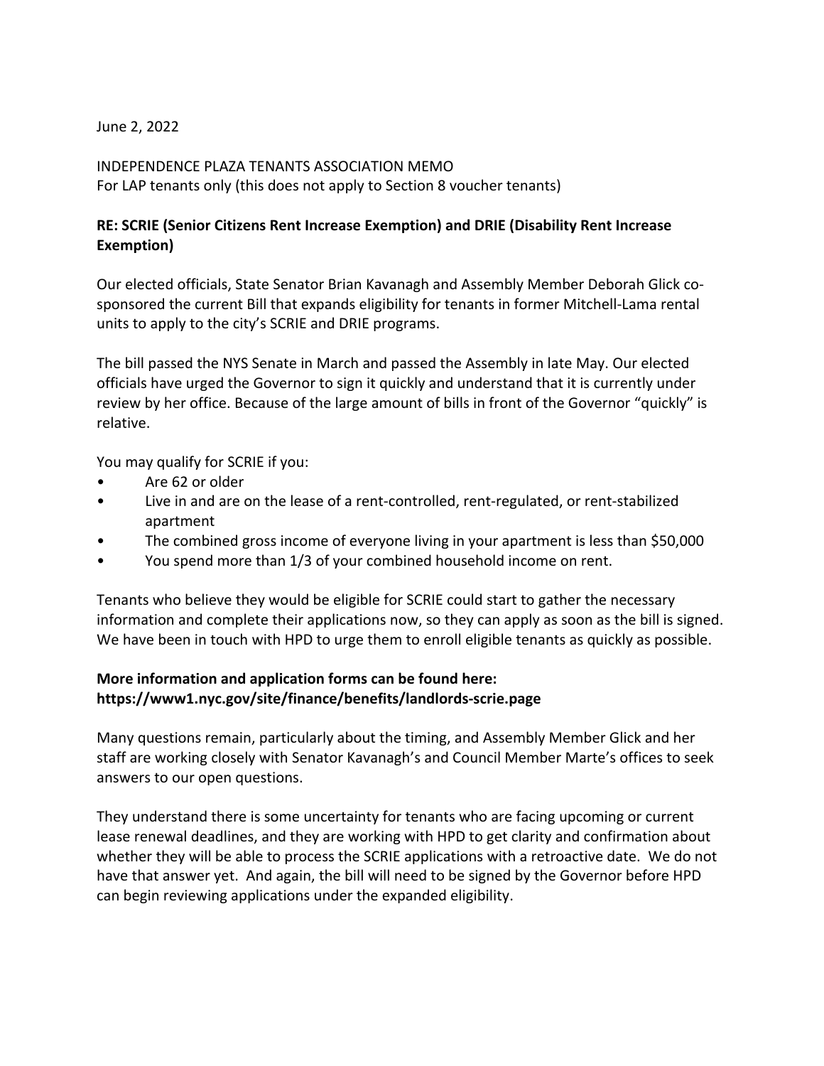June 2, 2022

INDEPENDENCE PLAZA TENANTS ASSOCIATION MEMO
For LAP tenants only (this does not apply to Section 8 voucher tenants)

**RE: SCRIE (Senior Citizens Rent Increase Exemption) and DRIE (Disability Rent Increase Exemption)**

Our elected officials, State Senator Brian Kavanagh and Assembly Member Deborah Glick co-sponsored the current Bill that expands eligibility for tenants in former Mitchell-Lama rental units to apply to the city's SCRIE and DRIE programs.

The bill passed the NYS Senate in March and passed the Assembly in late May. Our elected officials have urged the Governor to sign it quickly and understand that it is currently under review by her office. Because of the large amount of bills in front of the Governor "quickly" is relative.

You may qualify for SCRIE if you:

- Are 62 or older
- Live in and are on the lease of a rent-controlled, rent-regulated, or rent-stabilized apartment
- The combined gross income of everyone living in your apartment is less than $50,000
- You spend more than 1/3 of your combined household income on rent.

Tenants who believe they would be eligible for SCRIE could start to gather the necessary information and complete their applications now, so they can apply as soon as the bill is signed. We have been in touch with HPD to urge them to enroll eligible tenants as quickly as possible.

**More information and application forms can be found here: https://www1.nyc.gov/site/finance/benefits/landlords-scrie.page**

Many questions remain, particularly about the timing, and Assembly Member Glick and her staff are working closely with Senator Kavanagh's and Council Member Marte's offices to seek answers to our open questions.

They understand there is some uncertainty for tenants who are facing upcoming or current lease renewal deadlines, and they are working with HPD to get clarity and confirmation about whether they will be able to process the SCRIE applications with a retroactive date. We do not have that answer yet. And again, the bill will need to be signed by the Governor before HPD can begin reviewing applications under the expanded eligibility.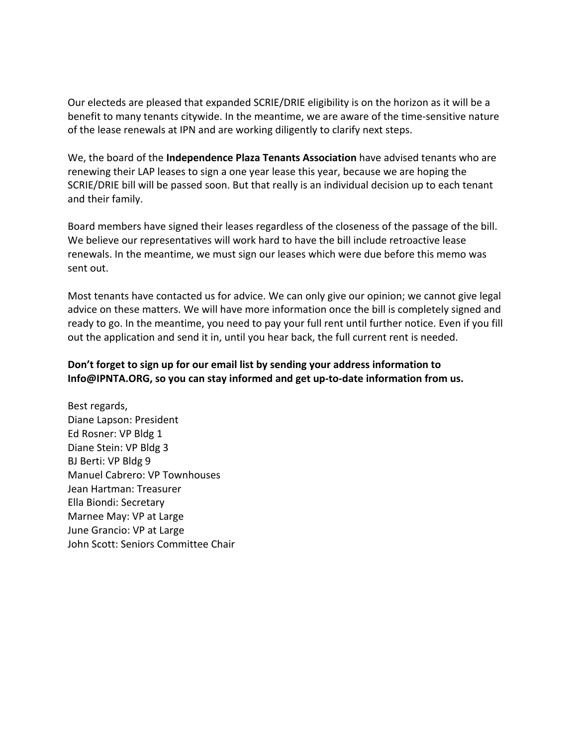Our electeds are pleased that expanded SCRIE/DRIE eligibility is on the horizon as it will be a benefit to many tenants citywide. In the meantime, we are aware of the time-sensitive nature of the lease renewals at IPN and are working diligently to clarify next steps.

We, the board of the **Independence Plaza Tenants Association** have advised tenants who are renewing their LAP leases to sign a one year lease this year, because we are hoping the SCRIE/DRIE bill will be passed soon. But that really is an individual decision up to each tenant and their family.

Board members have signed their leases regardless of the closeness of the passage of the bill. We believe our representatives will work hard to have the bill include retroactive lease renewals. In the meantime, we must sign our leases which were due before this memo was sent out.

Most tenants have contacted us for advice. We can only give our opinion; we cannot give legal advice on these matters. We will have more information once the bill is completely signed and ready to go. In the meantime, you need to pay your full rent until further notice. Even if you fill out the application and send it in, until you hear back, the full current rent is needed.

**Don't forget to sign up for our email list by sending your address information to Info@IPNTA.ORG, so you can stay informed and get up-to-date information from us.**

Best regards,
Diane Lapson: President
Ed Rosner: VP Bldg 1
Diane Stein: VP Bldg 3
BJ Berti: VP Bldg 9
Manuel Cabrero: VP Townhouses
Jean Hartman: Treasurer
Ella Biondi: Secretary
Marnee May: VP at Large
June Grancio: VP at Large
John Scott: Seniors Committee Chair